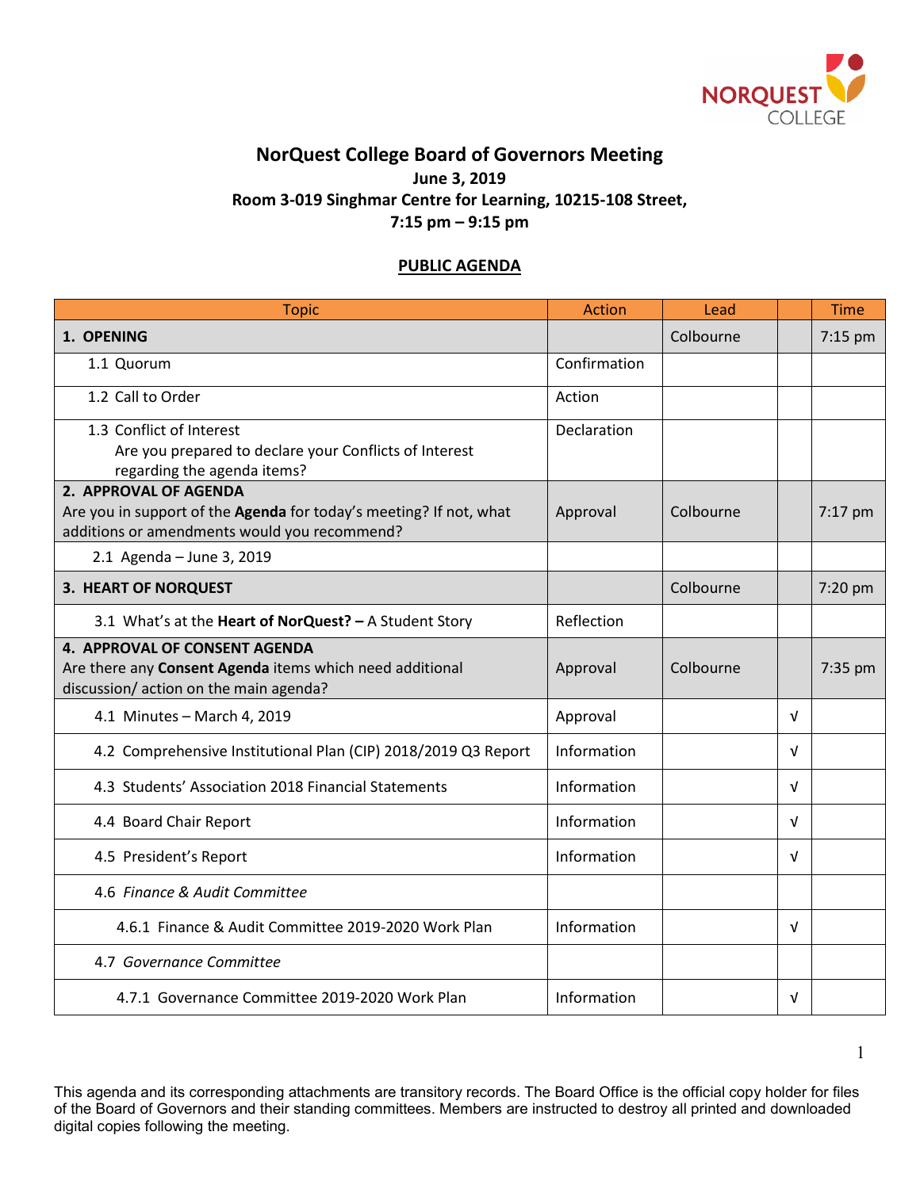# NorQuest College Board of Governors Meeting

**June 3, 2019**
**Room 3-019 Singhmar Centre for Learning, 10215-108 Street,**
**7:15 pm – 9:15 pm**

## PUBLIC AGENDA

| Topic | Action | Lead | | Time |
|---|---|---|---|---|
| **1. OPENING** | | Colbourne | | 7:15 pm |
| 1.1 Quorum | Confirmation | | | |
| 1.2 Call to Order | Action | | | |
| 1.3 Conflict of Interest<br>Are you prepared to declare your Conflicts of Interest regarding the agenda items? | Declaration | | | |
| **2. APPROVAL OF AGENDA**<br>Are you in support of the **Agenda** for today's meeting? If not, what additions or amendments would you recommend? | Approval | Colbourne | | 7:17 pm |
| 2.1 Agenda – June 3, 2019 | | | | |
| **3. HEART OF NORQUEST** | | Colbourne | | 7:20 pm |
| 3.1 What's at the **Heart of NorQuest? –** A Student Story | Reflection | | | |
| **4. APPROVAL OF CONSENT AGENDA**<br>Are there any **Consent Agenda** items which need additional discussion/ action on the main agenda? | Approval | Colbourne | | 7:35 pm |
| 4.1 Minutes – March 4, 2019 | Approval | | √ | |
| 4.2 Comprehensive Institutional Plan (CIP) 2018/2019 Q3 Report | Information | | √ | |
| 4.3 Students' Association 2018 Financial Statements | Information | | √ | |
| 4.4 Board Chair Report | Information | | √ | |
| 4.5 President's Report | Information | | √ | |
| 4.6 *Finance & Audit Committee* | | | | |
| 4.6.1 Finance & Audit Committee 2019-2020 Work Plan | Information | | √ | |
| 4.7 *Governance Committee* | | | | |
| 4.7.1 Governance Committee 2019-2020 Work Plan | Information | | √ | |

This agenda and its corresponding attachments are transitory records. The Board Office is the official copy holder for files of the Board of Governors and their standing committees. Members are instructed to destroy all printed and downloaded digital copies following the meeting.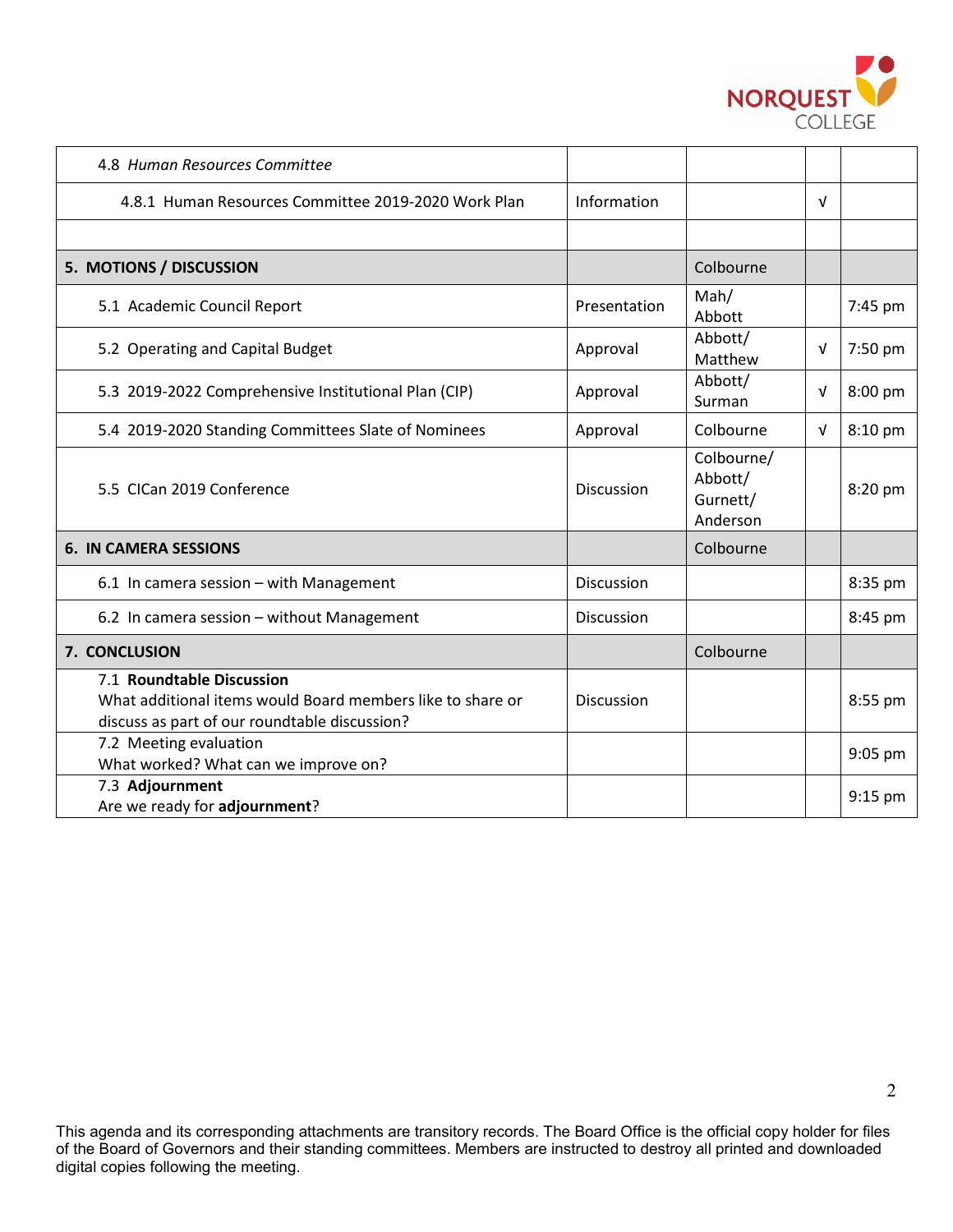| | | | | |
|---|---|---|---|---|
| 4.8 *Human Resources Committee* | | | | |
| 4.8.1 Human Resources Committee 2019-2020 Work Plan | Information | | √ | |
| | | | | |
| **5. MOTIONS / DISCUSSION** | | Colbourne | | |
| 5.1 Academic Council Report | Presentation | Mah/ Abbott | | 7:45 pm |
| 5.2 Operating and Capital Budget | Approval | Abbott/ Matthew | √ | 7:50 pm |
| 5.3 2019-2022 Comprehensive Institutional Plan (CIP) | Approval | Abbott/ Surman | √ | 8:00 pm |
| 5.4 2019-2020 Standing Committees Slate of Nominees | Approval | Colbourne | √ | 8:10 pm |
| 5.5 CICan 2019 Conference | Discussion | Colbourne/ Abbott/ Gurnett/ Anderson | | 8:20 pm |
| **6. IN CAMERA SESSIONS** | | Colbourne | | |
| 6.1 In camera session – with Management | Discussion | | | 8:35 pm |
| 6.2 In camera session – without Management | Discussion | | | 8:45 pm |
| **7. CONCLUSION** | | Colbourne | | |
| 7.1 **Roundtable Discussion** What additional items would Board members like to share or discuss as part of our roundtable discussion? | Discussion | | | 8:55 pm |
| 7.2 Meeting evaluation What worked? What can we improve on? | | | | 9:05 pm |
| 7.3 **Adjournment** Are we ready for **adjournment**? | | | | 9:15 pm |

This agenda and its corresponding attachments are transitory records. The Board Office is the official copy holder for files of the Board of Governors and their standing committees. Members are instructed to destroy all printed and downloaded digital copies following the meeting.